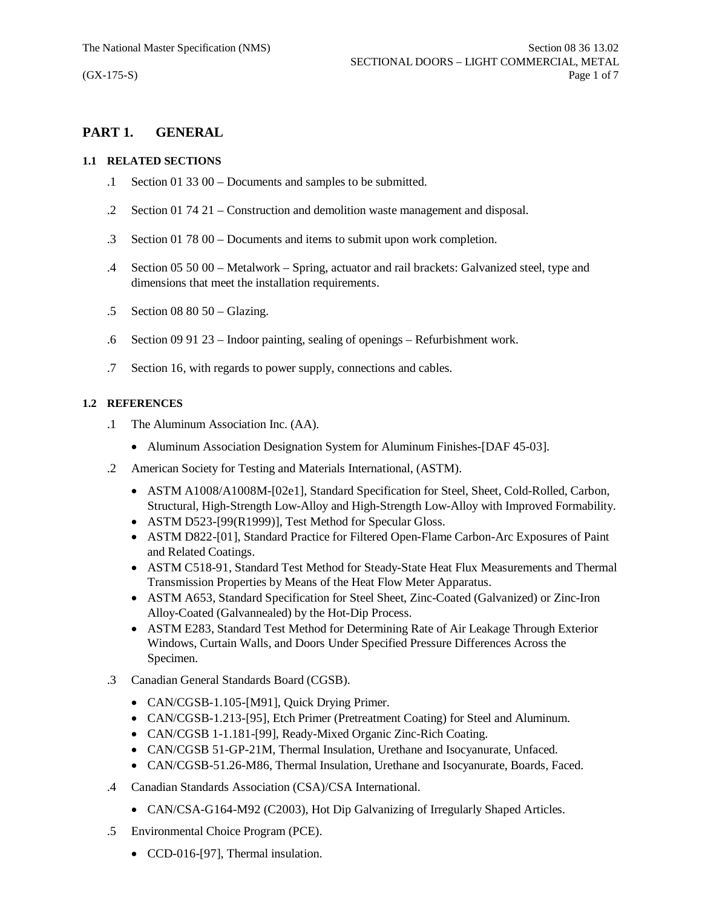# PART 1. GENERAL

## 1.1 RELATED SECTIONS

.1 Section 01 33 00 – Documents and samples to be submitted.

.2 Section 01 74 21 – Construction and demolition waste management and disposal.

.3 Section 01 78 00 – Documents and items to submit upon work completion.

.4 Section 05 50 00 – Metalwork – Spring, actuator and rail brackets: Galvanized steel, type and dimensions that meet the installation requirements.

.5 Section 08 80 50 – Glazing.

.6 Section 09 91 23 – Indoor painting, sealing of openings – Refurbishment work.

.7 Section 16, with regards to power supply, connections and cables.

## 1.2 REFERENCES

.1 The Aluminum Association Inc. (AA).

- Aluminum Association Designation System for Aluminum Finishes-[DAF 45-03].

.2 American Society for Testing and Materials International, (ASTM).

- ASTM A1008/A1008M-[02e1], Standard Specification for Steel, Sheet, Cold-Rolled, Carbon, Structural, High-Strength Low-Alloy and High-Strength Low-Alloy with Improved Formability.
- ASTM D523-[99(R1999)], Test Method for Specular Gloss.
- ASTM D822-[01], Standard Practice for Filtered Open-Flame Carbon-Arc Exposures of Paint and Related Coatings.
- ASTM C518-91, Standard Test Method for Steady-State Heat Flux Measurements and Thermal Transmission Properties by Means of the Heat Flow Meter Apparatus.
- ASTM A653, Standard Specification for Steel Sheet, Zinc-Coated (Galvanized) or Zinc-Iron Alloy-Coated (Galvannealed) by the Hot-Dip Process.
- ASTM E283, Standard Test Method for Determining Rate of Air Leakage Through Exterior Windows, Curtain Walls, and Doors Under Specified Pressure Differences Across the Specimen.

.3 Canadian General Standards Board (CGSB).

- CAN/CGSB-1.105-[M91], Quick Drying Primer.
- CAN/CGSB-1.213-[95], Etch Primer (Pretreatment Coating) for Steel and Aluminum.
- CAN/CGSB 1-1.181-[99], Ready-Mixed Organic Zinc-Rich Coating.
- CAN/CGSB 51-GP-21M, Thermal Insulation, Urethane and Isocyanurate, Unfaced.
- CAN/CGSB-51.26-M86, Thermal Insulation, Urethane and Isocyanurate, Boards, Faced.

.4 Canadian Standards Association (CSA)/CSA International.

- CAN/CSA-G164-M92 (C2003), Hot Dip Galvanizing of Irregularly Shaped Articles.

.5 Environmental Choice Program (PCE).

- CCD-016-[97], Thermal insulation.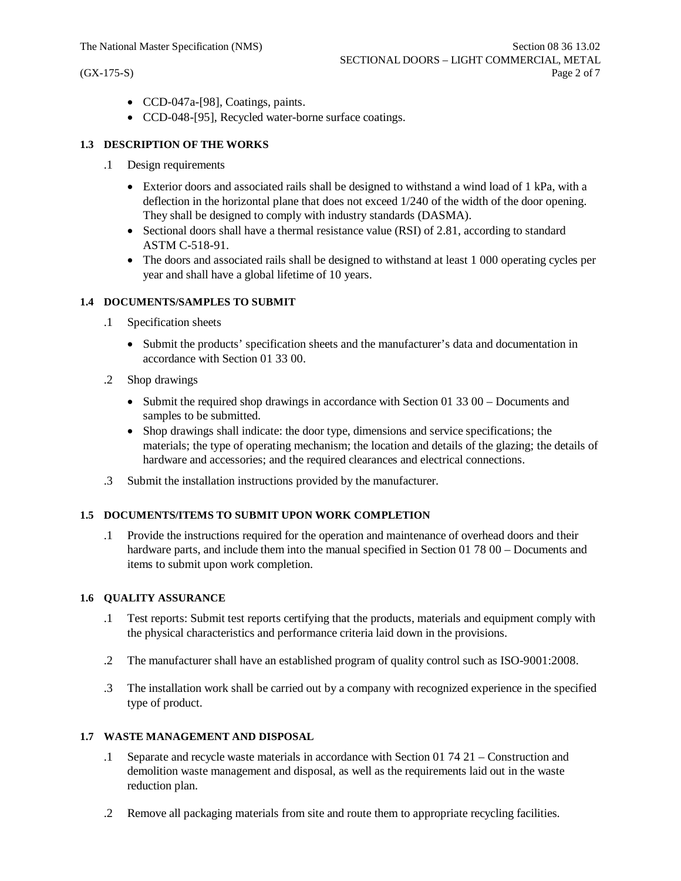- CCD-047a-[98], Coatings, paints.
- CCD-048-[95], Recycled water-borne surface coatings.

### 1.3 DESCRIPTION OF THE WORKS

.1 Design requirements

- Exterior doors and associated rails shall be designed to withstand a wind load of 1 kPa, with a deflection in the horizontal plane that does not exceed 1/240 of the width of the door opening. They shall be designed to comply with industry standards (DASMA).
- Sectional doors shall have a thermal resistance value (RSI) of 2.81, according to standard ASTM C-518-91.
- The doors and associated rails shall be designed to withstand at least 1 000 operating cycles per year and shall have a global lifetime of 10 years.

### 1.4 DOCUMENTS/SAMPLES TO SUBMIT

.1 Specification sheets

- Submit the products' specification sheets and the manufacturer's data and documentation in accordance with Section 01 33 00.

.2 Shop drawings

- Submit the required shop drawings in accordance with Section 01 33 00 – Documents and samples to be submitted.
- Shop drawings shall indicate: the door type, dimensions and service specifications; the materials; the type of operating mechanism; the location and details of the glazing; the details of hardware and accessories; and the required clearances and electrical connections.

.3 Submit the installation instructions provided by the manufacturer.

### 1.5 DOCUMENTS/ITEMS TO SUBMIT UPON WORK COMPLETION

.1 Provide the instructions required for the operation and maintenance of overhead doors and their hardware parts, and include them into the manual specified in Section 01 78 00 – Documents and items to submit upon work completion.

### 1.6 QUALITY ASSURANCE

.1 Test reports: Submit test reports certifying that the products, materials and equipment comply with the physical characteristics and performance criteria laid down in the provisions.

.2 The manufacturer shall have an established program of quality control such as ISO-9001:2008.

.3 The installation work shall be carried out by a company with recognized experience in the specified type of product.

### 1.7 WASTE MANAGEMENT AND DISPOSAL

.1 Separate and recycle waste materials in accordance with Section 01 74 21 – Construction and demolition waste management and disposal, as well as the requirements laid out in the waste reduction plan.

.2 Remove all packaging materials from site and route them to appropriate recycling facilities.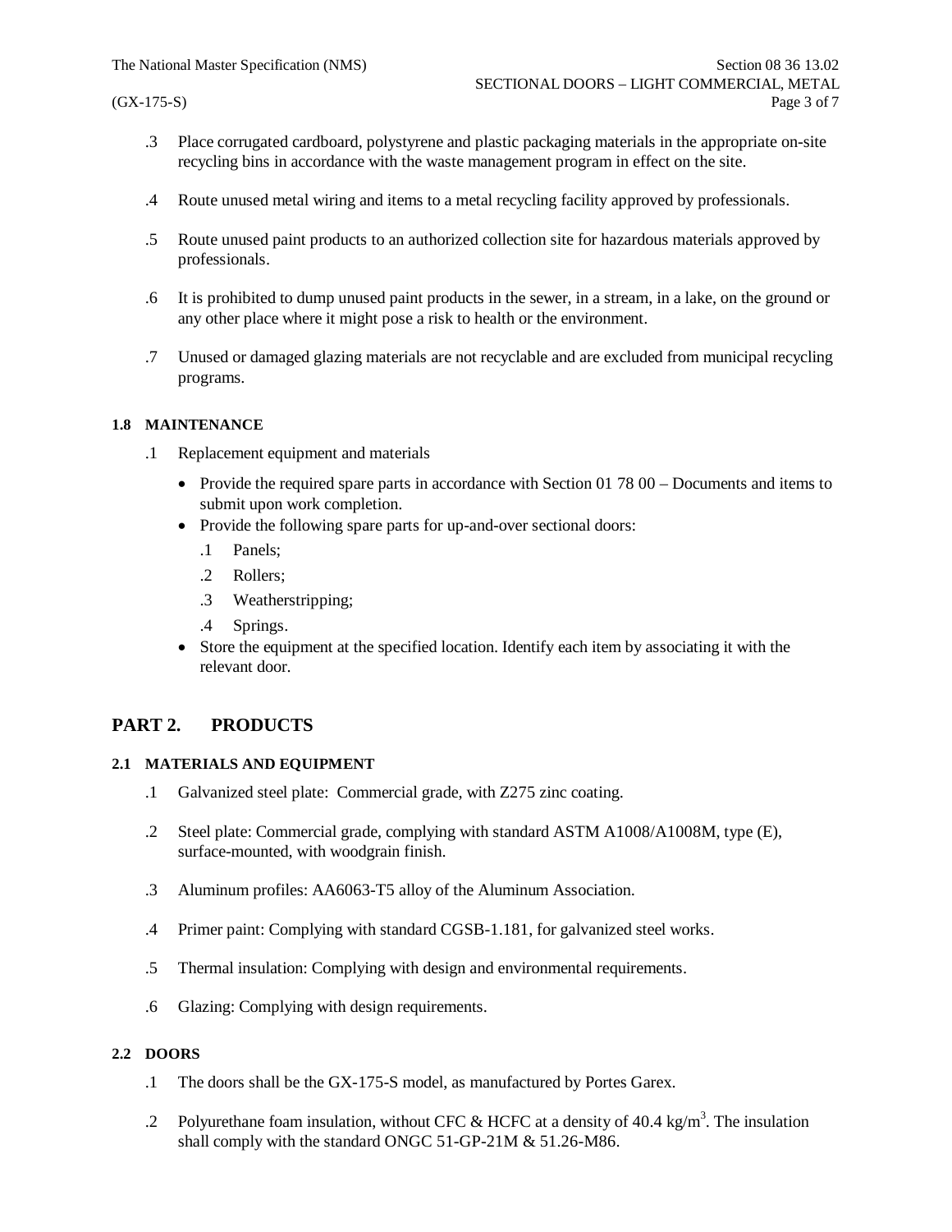.3 Place corrugated cardboard, polystyrene and plastic packaging materials in the appropriate on-site recycling bins in accordance with the waste management program in effect on the site.

.4 Route unused metal wiring and items to a metal recycling facility approved by professionals.

.5 Route unused paint products to an authorized collection site for hazardous materials approved by professionals.

.6 It is prohibited to dump unused paint products in the sewer, in a stream, in a lake, on the ground or any other place where it might pose a risk to health or the environment.

.7 Unused or damaged glazing materials are not recyclable and are excluded from municipal recycling programs.

### 1.8 MAINTENANCE

.1 Replacement equipment and materials

- Provide the required spare parts in accordance with Section 01 78 00 – Documents and items to submit upon work completion.
- Provide the following spare parts for up-and-over sectional doors:
  - .1 Panels;
  - .2 Rollers;
  - .3 Weatherstripping;
  - .4 Springs.
- Store the equipment at the specified location. Identify each item by associating it with the relevant door.

## PART 2. PRODUCTS

### 2.1 MATERIALS AND EQUIPMENT

.1 Galvanized steel plate: Commercial grade, with Z275 zinc coating.

.2 Steel plate: Commercial grade, complying with standard ASTM A1008/A1008M, type (E), surface-mounted, with woodgrain finish.

.3 Aluminum profiles: AA6063-T5 alloy of the Aluminum Association.

.4 Primer paint: Complying with standard CGSB-1.181, for galvanized steel works.

.5 Thermal insulation: Complying with design and environmental requirements.

.6 Glazing: Complying with design requirements.

### 2.2 DOORS

.1 The doors shall be the GX-175-S model, as manufactured by Portes Garex.

.2 Polyurethane foam insulation, without CFC & HCFC at a density of 40.4 $kg/m^3$. The insulation shall comply with the standard ONGC 51-GP-21M & 51.26-M86.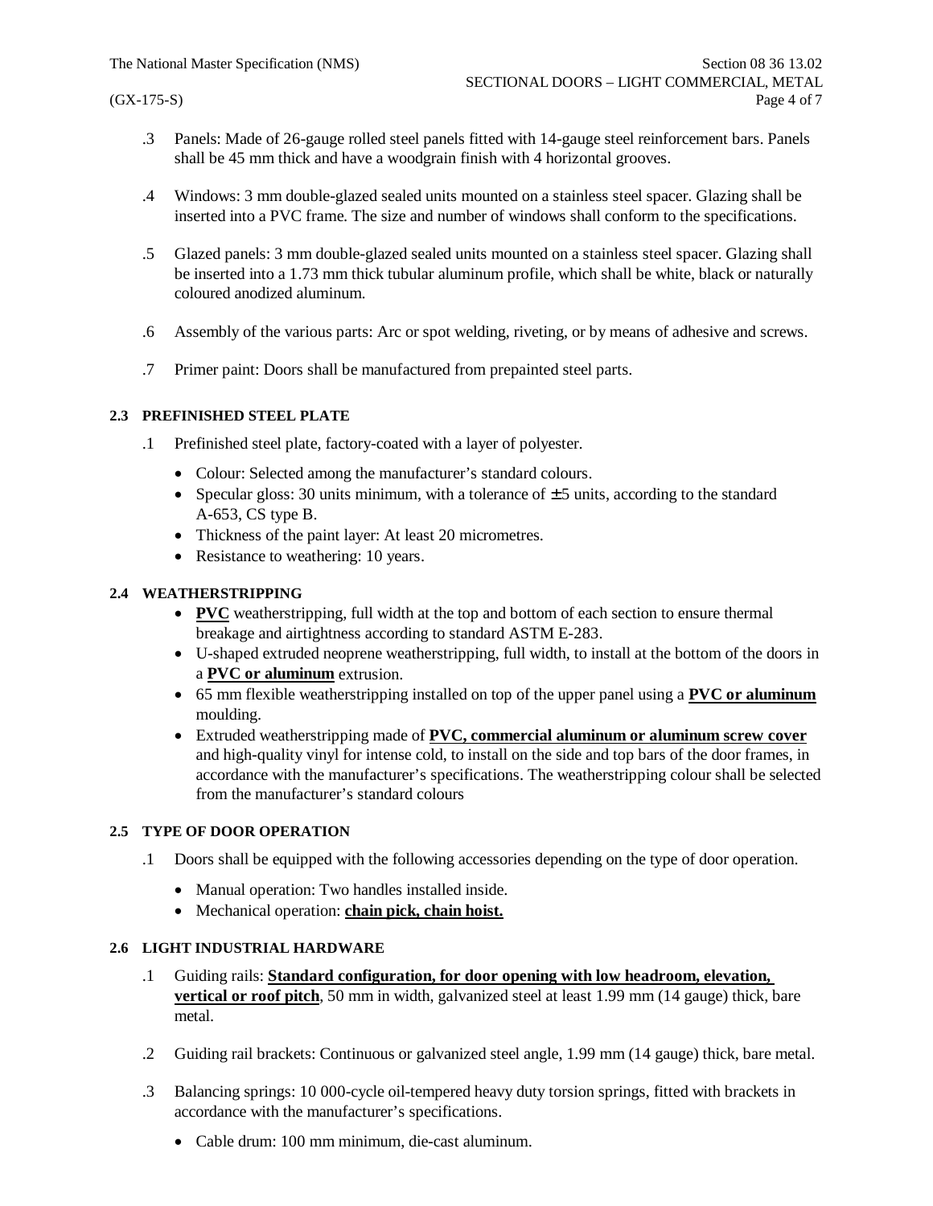.3 Panels: Made of 26-gauge rolled steel panels fitted with 14-gauge steel reinforcement bars. Panels shall be 45 mm thick and have a woodgrain finish with 4 horizontal grooves.

.4 Windows: 3 mm double-glazed sealed units mounted on a stainless steel spacer. Glazing shall be inserted into a PVC frame. The size and number of windows shall conform to the specifications.

.5 Glazed panels: 3 mm double-glazed sealed units mounted on a stainless steel spacer. Glazing shall be inserted into a 1.73 mm thick tubular aluminum profile, which shall be white, black or naturally coloured anodized aluminum.

.6 Assembly of the various parts: Arc or spot welding, riveting, or by means of adhesive and screws.

.7 Primer paint: Doors shall be manufactured from prepainted steel parts.

### 2.3 PREFINISHED STEEL PLATE

.1 Prefinished steel plate, factory-coated with a layer of polyester.

- Colour: Selected among the manufacturer's standard colours.
- Specular gloss: 30 units minimum, with a tolerance of ±5 units, according to the standard A-653, CS type B.
- Thickness of the paint layer: At least 20 micrometres.
- Resistance to weathering: 10 years.

### 2.4 WEATHERSTRIPPING

- **PVC** weatherstripping, full width at the top and bottom of each section to ensure thermal breakage and airtightness according to standard ASTM E-283.
- U-shaped extruded neoprene weatherstripping, full width, to install at the bottom of the doors in a **PVC or aluminum** extrusion.
- 65 mm flexible weatherstripping installed on top of the upper panel using a **PVC or aluminum** moulding.
- Extruded weatherstripping made of **PVC, commercial aluminum or aluminum screw cover** and high-quality vinyl for intense cold, to install on the side and top bars of the door frames, in accordance with the manufacturer's specifications. The weatherstripping colour shall be selected from the manufacturer's standard colours

### 2.5 TYPE OF DOOR OPERATION

.1 Doors shall be equipped with the following accessories depending on the type of door operation.

- Manual operation: Two handles installed inside.
- Mechanical operation: **chain pick, chain hoist.**

### 2.6 LIGHT INDUSTRIAL HARDWARE

.1 Guiding rails: **Standard configuration, for door opening with low headroom, elevation, vertical or roof pitch**, 50 mm in width, galvanized steel at least 1.99 mm (14 gauge) thick, bare metal.

.2 Guiding rail brackets: Continuous or galvanized steel angle, 1.99 mm (14 gauge) thick, bare metal.

.3 Balancing springs: 10 000-cycle oil-tempered heavy duty torsion springs, fitted with brackets in accordance with the manufacturer's specifications.

- Cable drum: 100 mm minimum, die-cast aluminum.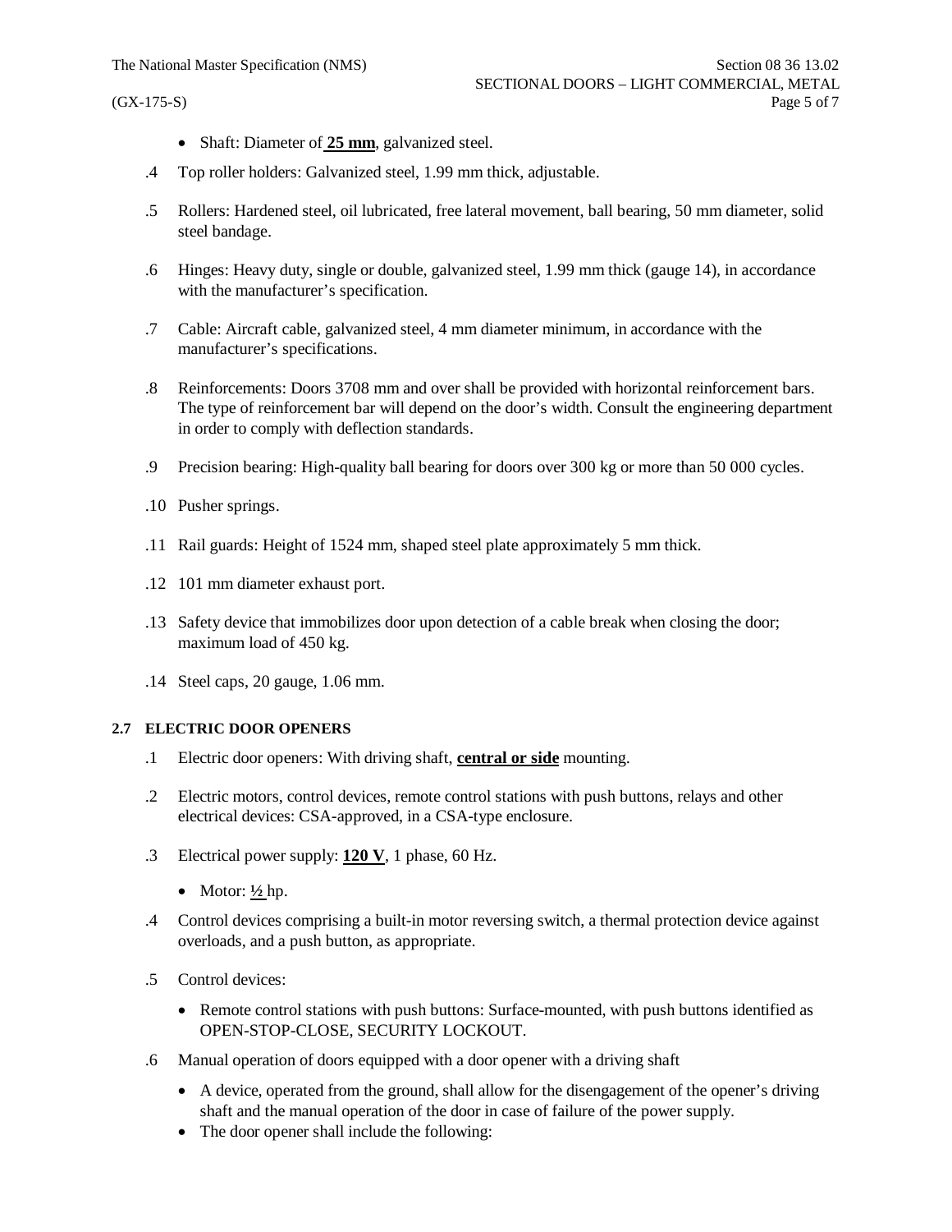- Shaft: Diameter of **25 mm**, galvanized steel.

.4 Top roller holders: Galvanized steel, 1.99 mm thick, adjustable.

.5 Rollers: Hardened steel, oil lubricated, free lateral movement, ball bearing, 50 mm diameter, solid steel bandage.

.6 Hinges: Heavy duty, single or double, galvanized steel, 1.99 mm thick (gauge 14), in accordance with the manufacturer's specification.

.7 Cable: Aircraft cable, galvanized steel, 4 mm diameter minimum, in accordance with the manufacturer's specifications.

.8 Reinforcements: Doors 3708 mm and over shall be provided with horizontal reinforcement bars. The type of reinforcement bar will depend on the door's width. Consult the engineering department in order to comply with deflection standards.

.9 Precision bearing: High-quality ball bearing for doors over 300 kg or more than 50 000 cycles.

.10 Pusher springs.

.11 Rail guards: Height of 1524 mm, shaped steel plate approximately 5 mm thick.

.12 101 mm diameter exhaust port.

.13 Safety device that immobilizes door upon detection of a cable break when closing the door; maximum load of 450 kg.

.14 Steel caps, 20 gauge, 1.06 mm.

### 2.7 ELECTRIC DOOR OPENERS

.1 Electric door openers: With driving shaft, **central or side** mounting.

.2 Electric motors, control devices, remote control stations with push buttons, relays and other electrical devices: CSA-approved, in a CSA-type enclosure.

.3 Electrical power supply: **120 V**, 1 phase, 60 Hz.

- Motor: **½** hp.

.4 Control devices comprising a built-in motor reversing switch, a thermal protection device against overloads, and a push button, as appropriate.

.5 Control devices:

- Remote control stations with push buttons: Surface-mounted, with push buttons identified as OPEN-STOP-CLOSE, SECURITY LOCKOUT.

.6 Manual operation of doors equipped with a door opener with a driving shaft

- A device, operated from the ground, shall allow for the disengagement of the opener's driving shaft and the manual operation of the door in case of failure of the power supply.
- The door opener shall include the following: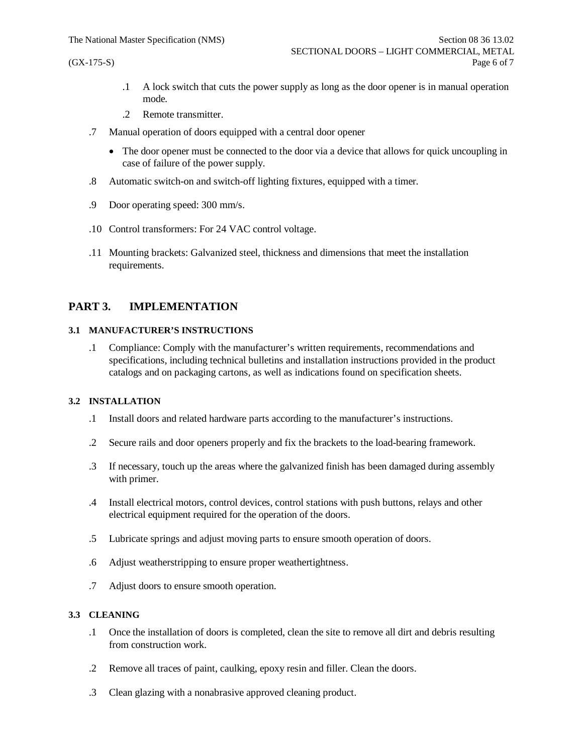.1 A lock switch that cuts the power supply as long as the door opener is in manual operation mode.

.2 Remote transmitter.

.7 Manual operation of doors equipped with a central door opener

- The door opener must be connected to the door via a device that allows for quick uncoupling in case of failure of the power supply.

.8 Automatic switch-on and switch-off lighting fixtures, equipped with a timer.

.9 Door operating speed: 300 mm/s.

.10 Control transformers: For 24 VAC control voltage.

.11 Mounting brackets: Galvanized steel, thickness and dimensions that meet the installation requirements.

## PART 3. IMPLEMENTATION

### 3.1 MANUFACTURER'S INSTRUCTIONS

.1 Compliance: Comply with the manufacturer's written requirements, recommendations and specifications, including technical bulletins and installation instructions provided in the product catalogs and on packaging cartons, as well as indications found on specification sheets.

### 3.2 INSTALLATION

.1 Install doors and related hardware parts according to the manufacturer's instructions.

.2 Secure rails and door openers properly and fix the brackets to the load-bearing framework.

.3 If necessary, touch up the areas where the galvanized finish has been damaged during assembly with primer.

.4 Install electrical motors, control devices, control stations with push buttons, relays and other electrical equipment required for the operation of the doors.

.5 Lubricate springs and adjust moving parts to ensure smooth operation of doors.

.6 Adjust weatherstripping to ensure proper weathertightness.

.7 Adjust doors to ensure smooth operation.

### 3.3 CLEANING

.1 Once the installation of doors is completed, clean the site to remove all dirt and debris resulting from construction work.

.2 Remove all traces of paint, caulking, epoxy resin and filler. Clean the doors.

.3 Clean glazing with a nonabrasive approved cleaning product.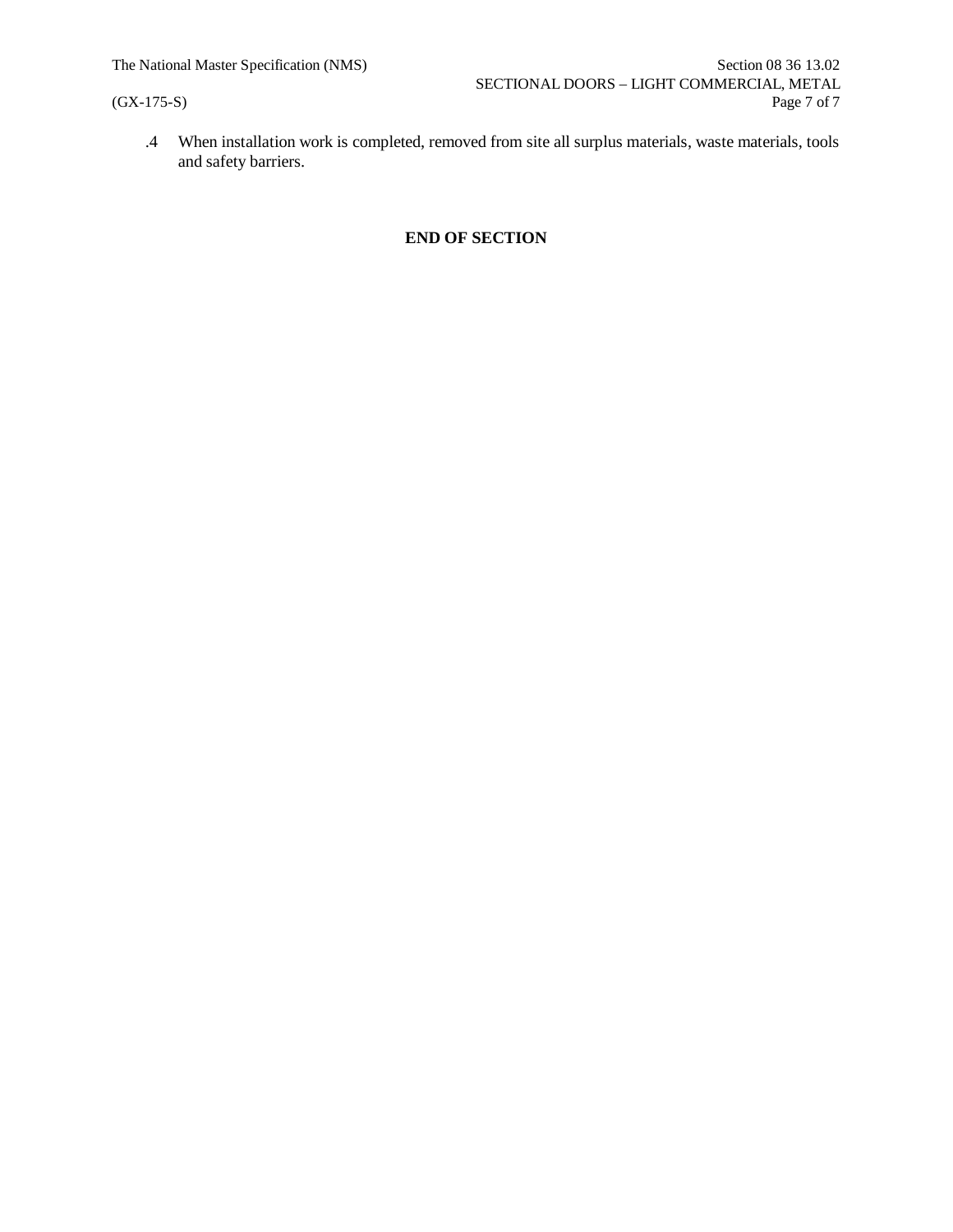.4 When installation work is completed, removed from site all surplus materials, waste materials, tools and safety barriers.

**END OF SECTION**